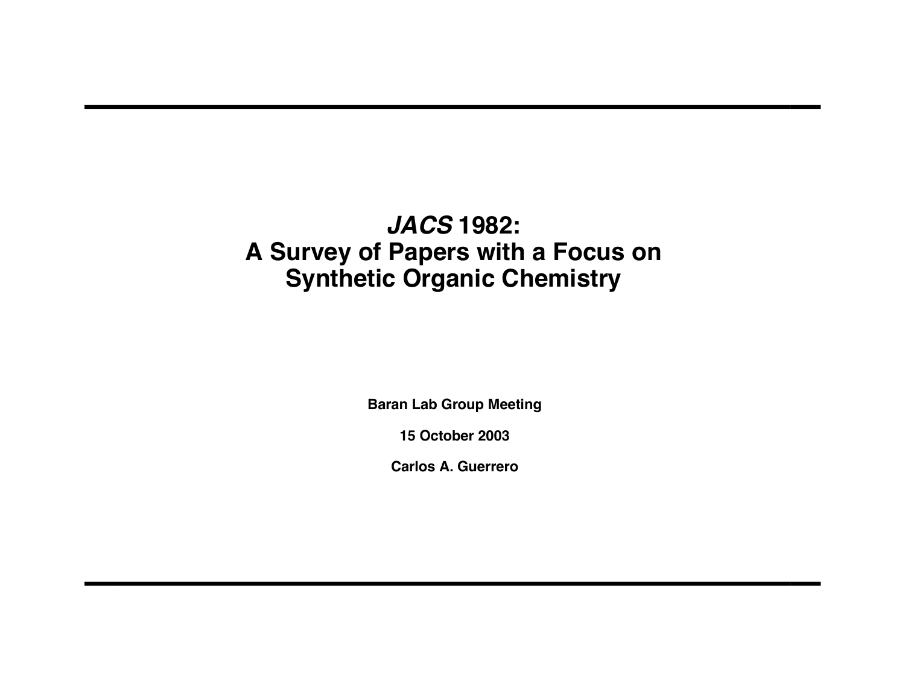# *JACS* 1982: A Survey of Papers with a Focus on Synthetic Organic Chemistry

**Baran Lab Group Meeting**

**15 October 2003**

**Carlos A. Guerrero**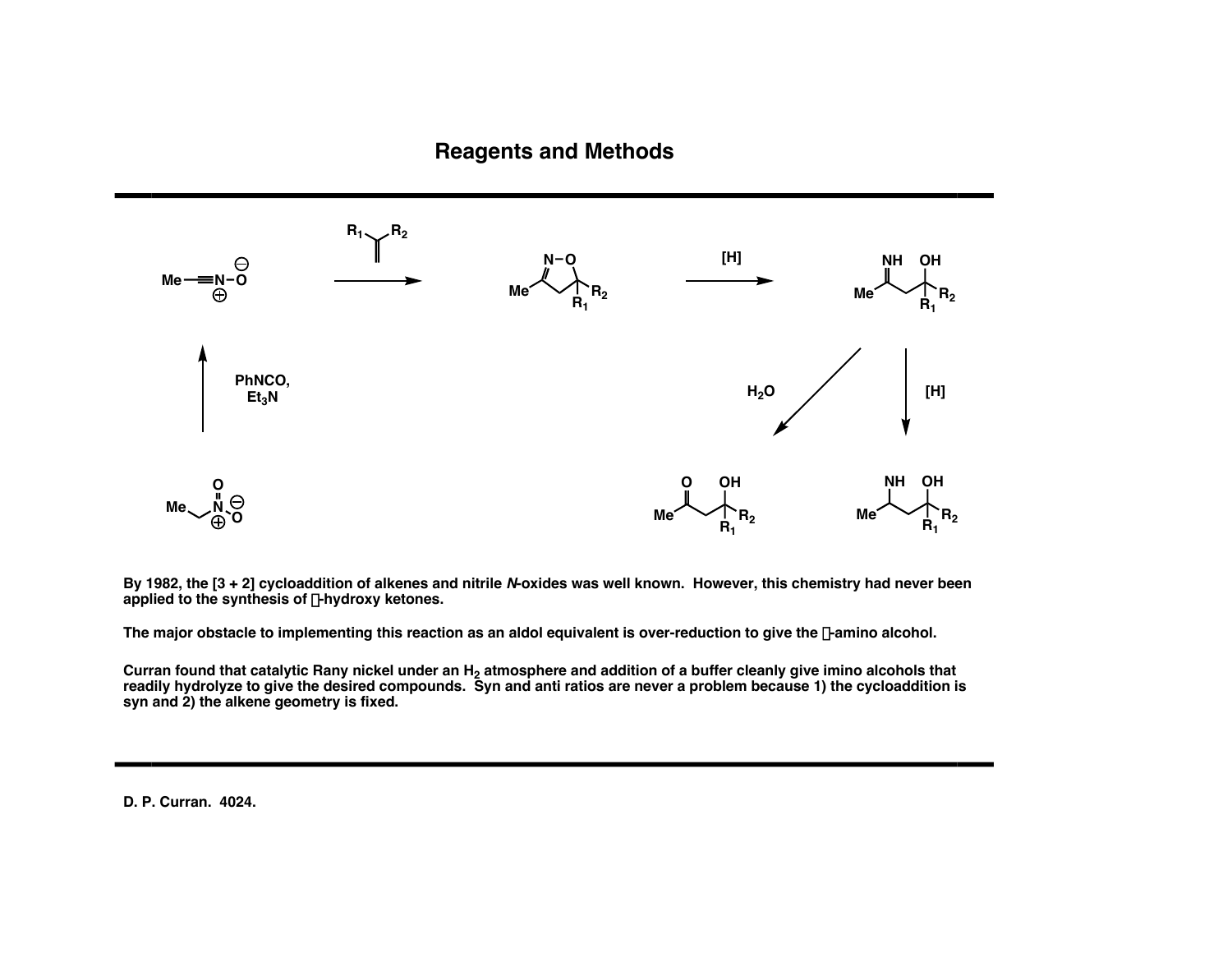# Reagents and Methods

By 1982, the [3 + 2] cycloaddition of alkenes and nitrile *N*-oxides was well known. However, this chemistry had never been applied to the synthesis of β-hydroxy ketones.

The major obstacle to implementing this reaction as an aldol equivalent is over-reduction to give the γ-amino alcohol.

Curran found that catalytic Rany nickel under an $H_2$ atmosphere and addition of a buffer cleanly give imino alcohols that readily hydrolyze to give the desired compounds. Syn and anti ratios are never a problem because 1) the cycloaddition is syn and 2) the alkene geometry is fixed.

D. P. Curran. 4024.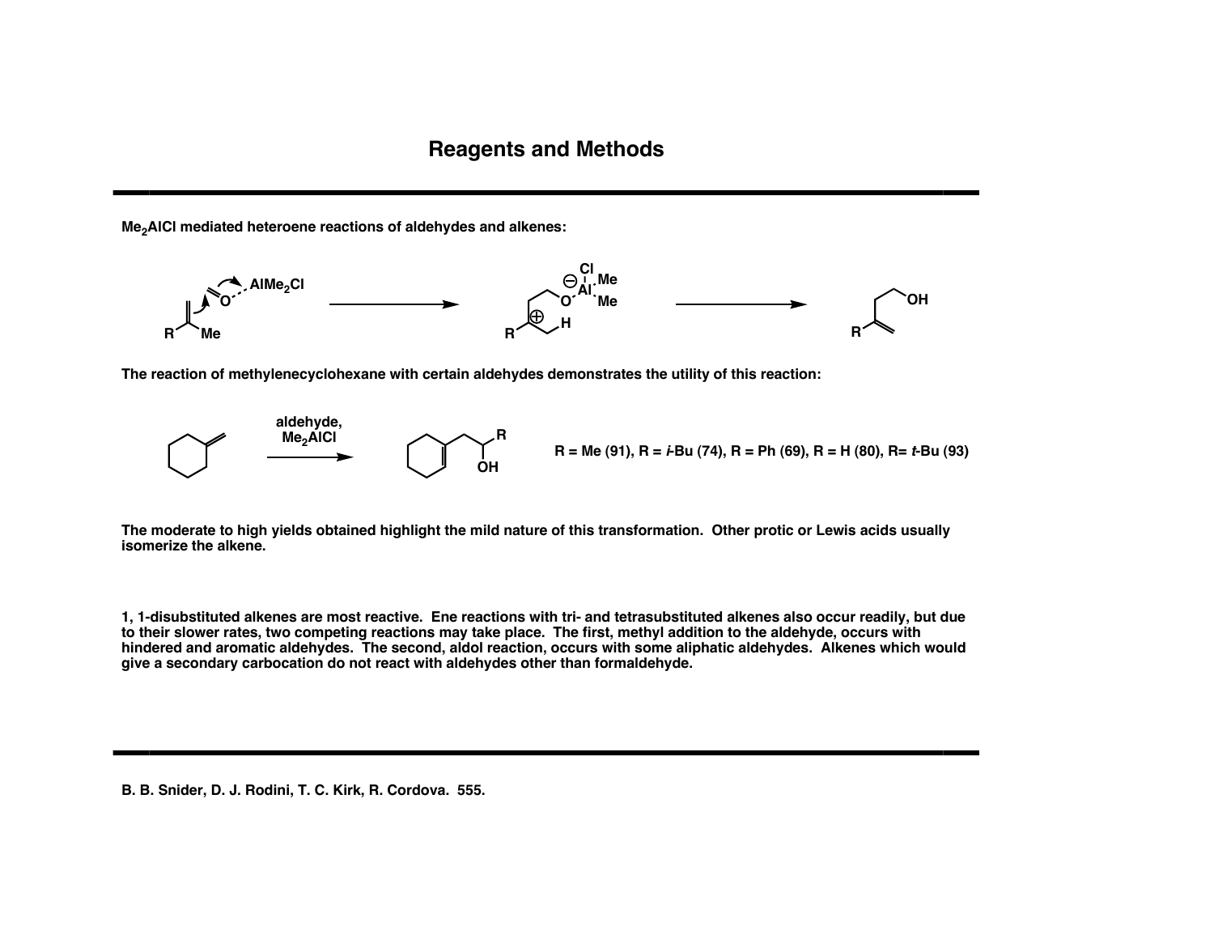# Reagents and Methods

**$Me_2AlCl$ mediated heteroene reactions of aldehydes and alkenes:**

**The reaction of methylenecyclohexane with certain aldehydes demonstrates the utility of this reaction:**

aldehyde, $Me_2AlCl$

R = Me (91), R = *i*-Bu (74), R = Ph (69), R = H (80), R= *t*-Bu (93)

**The moderate to high yields obtained highlight the mild nature of this transformation. Other protic or Lewis acids usually isomerize the alkene.**

**1, 1-disubstituted alkenes are most reactive. Ene reactions with tri- and tetrasubstituted alkenes also occur readily, but due to their slower rates, two competing reactions may take place. The first, methyl addition to the aldehyde, occurs with hindered and aromatic aldehydes. The second, aldol reaction, occurs with some aliphatic aldehydes. Alkenes which would give a secondary carbocation do not react with aldehydes other than formaldehyde.**

**B. B. Snider, D. J. Rodini, T. C. Kirk, R. Cordova. 555.**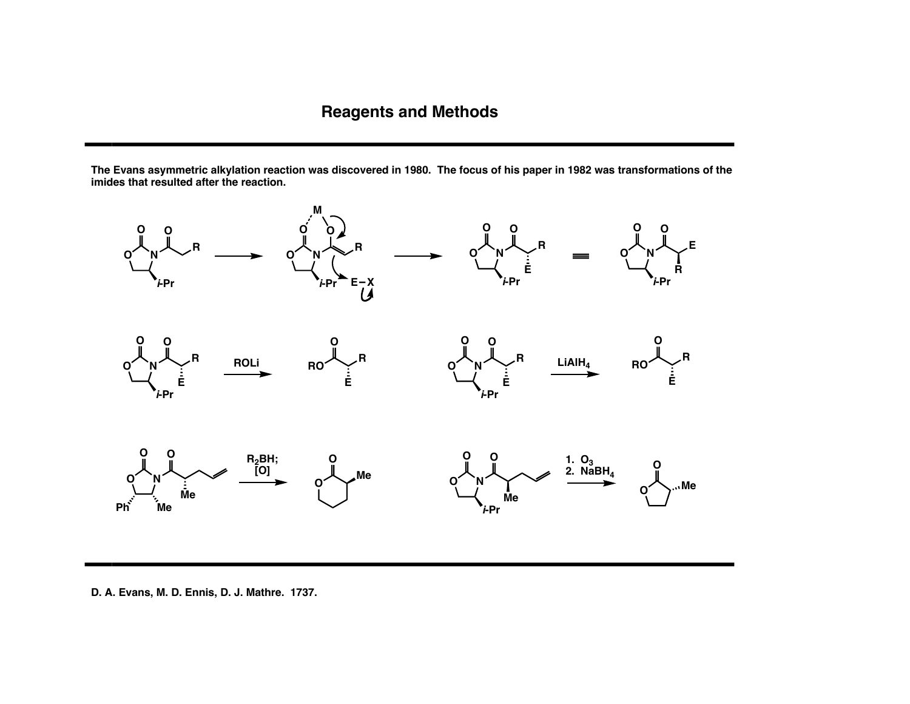# Reagents and Methods

**The Evans asymmetric alkylation reaction was discovered in 1980. The focus of his paper in 1982 was transformations of the imides that resulted after the reaction.**

ROLi

$LiAlH_4$

$R_2BH$;
[O]

1. $O_3$
2. $NaBH_4$

**D. A. Evans, M. D. Ennis, D. J. Mathre. 1737.**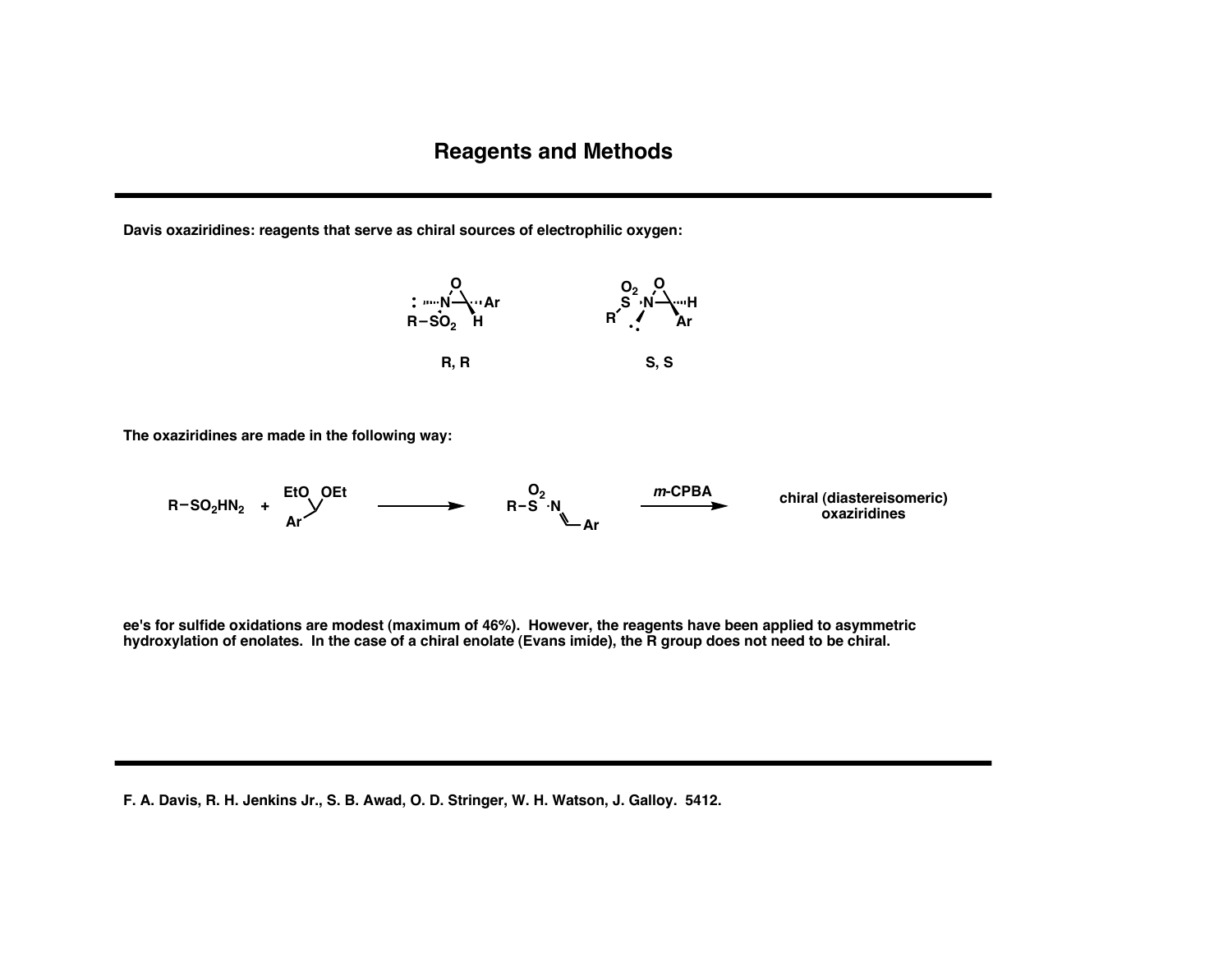# Reagents and Methods

**Davis oxaziridines: reagents that serve as chiral sources of electrophilic oxygen:**

R, R

S, S

**The oxaziridines are made in the following way:**

$R-SO_2HN_2$ + (EtO)(OEt)CH–Ar → $R-SO_2-N{=}CH-Ar$ →(*m*-CPBA)→ chiral (diastereisomeric) oxaziridines

**ee's for sulfide oxidations are modest (maximum of 46%). However, the reagents have been applied to asymmetric hydroxylation of enolates. In the case of a chiral enolate (Evans imide), the R group does not need to be chiral.**

**F. A. Davis, R. H. Jenkins Jr., S. B. Awad, O. D. Stringer, W. H. Watson, J. Galloy. 5412.**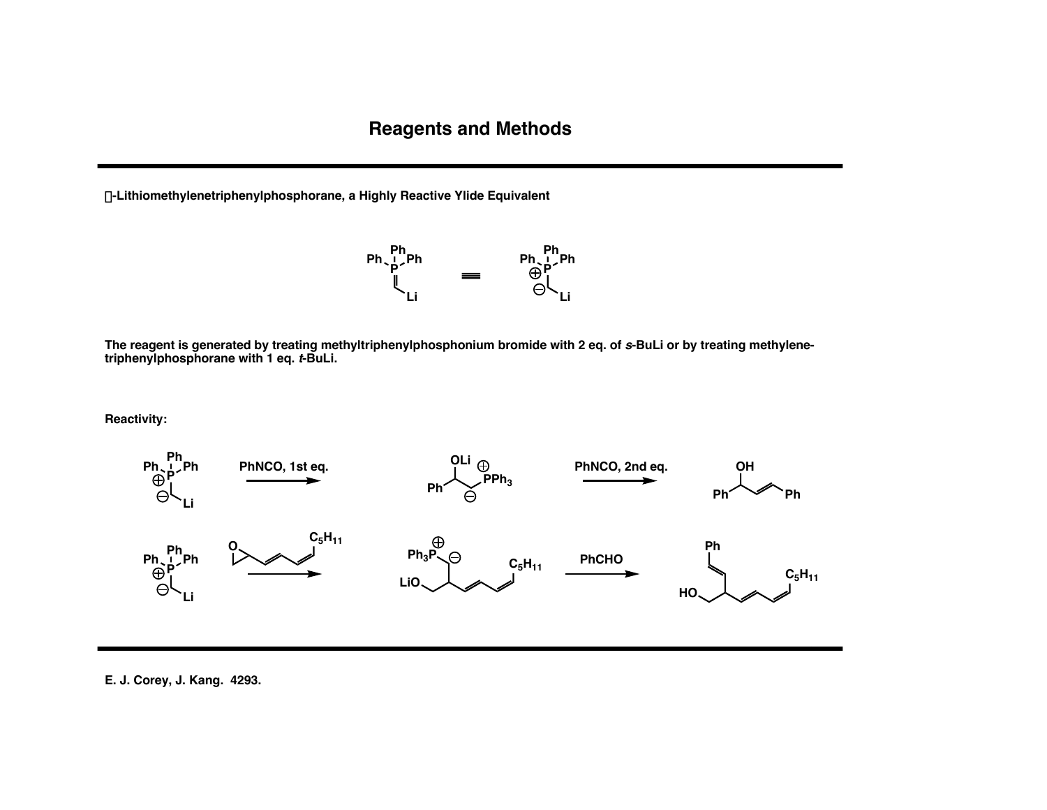# Reagents and Methods

**α-Lithiomethylenetriphenylphosphorane, a Highly Reactive Ylide Equivalent**

**The reagent is generated by treating methyltriphenylphosphonium bromide with 2 eq. of *s*-BuLi or by treating methylene-triphenylphosphorane with 1 eq. *t*-BuLi.**

**Reactivity:**

PhNCO, 1st eq.

PhNCO, 2nd eq.

PhCHO

**E. J. Corey, J. Kang. 4293.**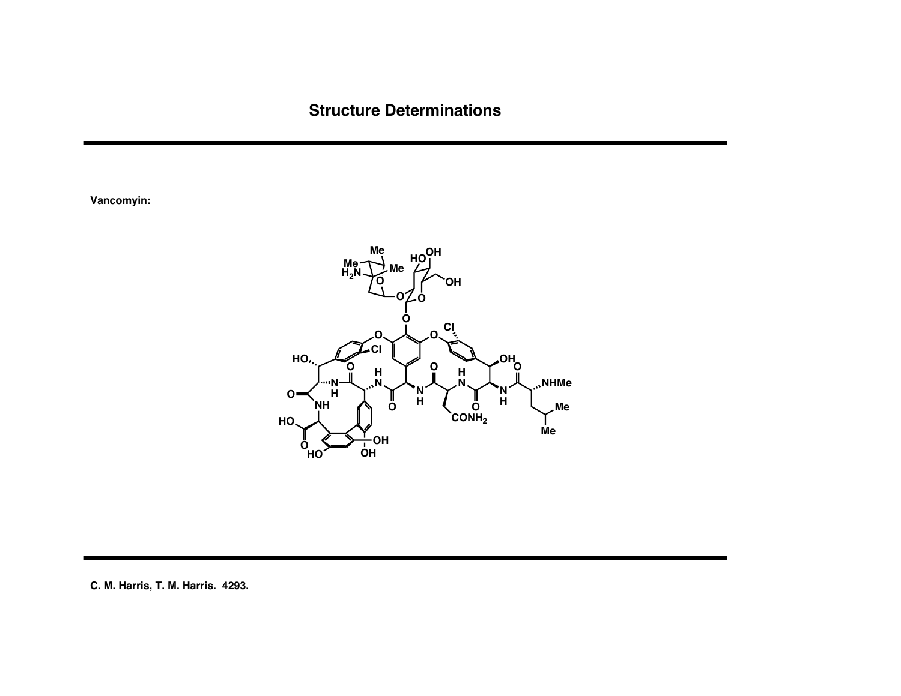# Structure Determinations

**Vancomyin:**

**C. M. Harris, T. M. Harris. 4293.**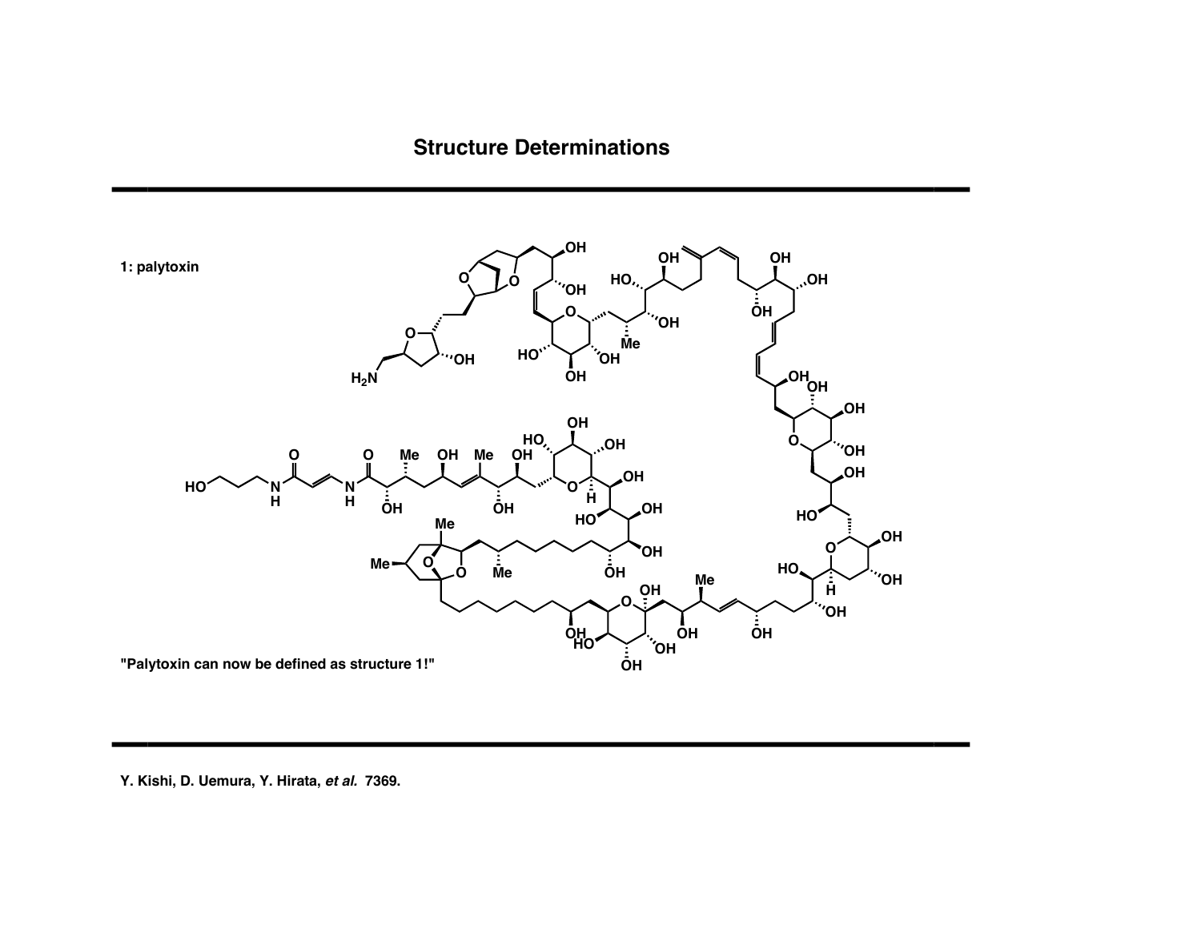# Structure Determinations

1: palytoxin

"Palytoxin can now be defined as structure 1!"

Y. Kishi, D. Uemura, Y. Hirata, *et al.* 7369.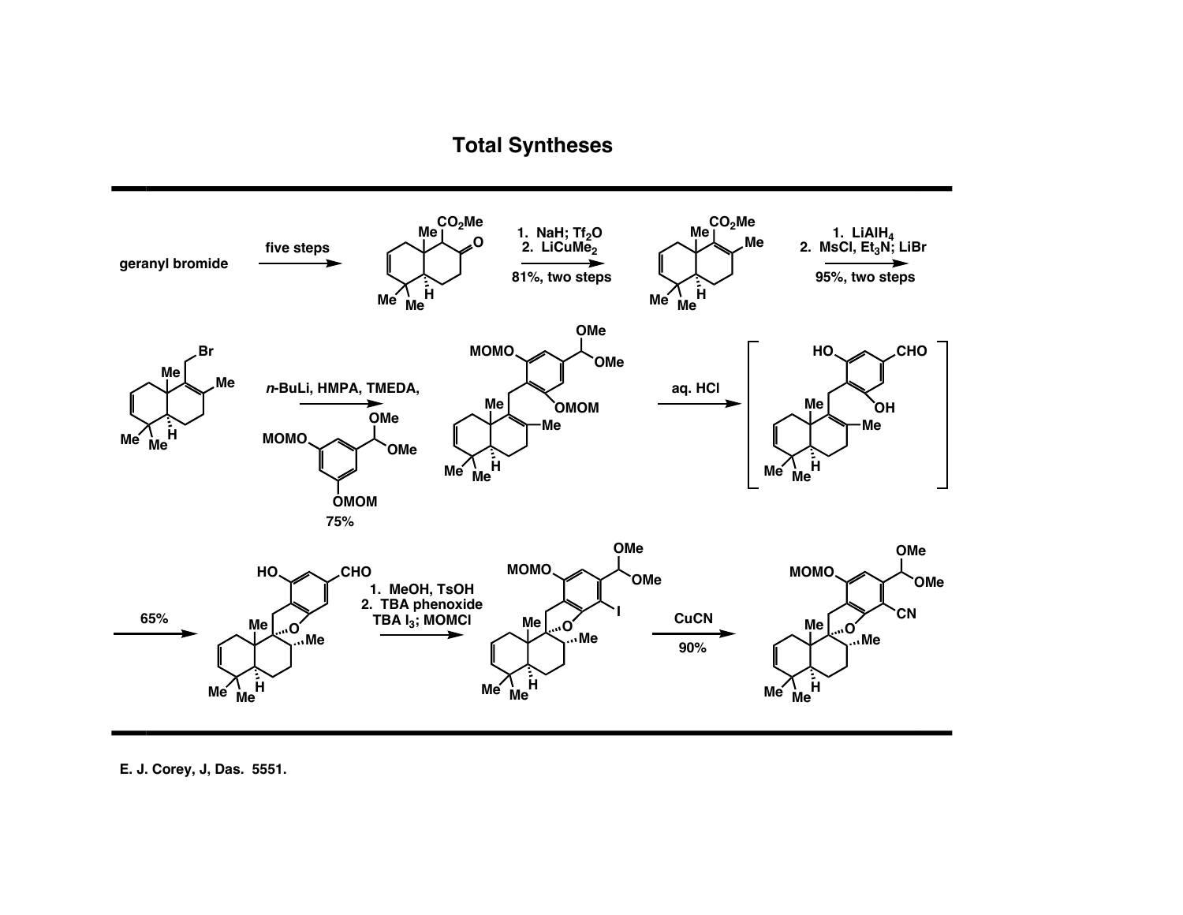# Total Syntheses

geranyl bromide → five steps →

1. NaH; $Tf_2O$
2. $LiCuMe_2$

81%, two steps

1. $LiAlH_4$
2. MsCl, $Et_3N$; LiBr

95%, two steps

*n*-BuLi, HMPA, TMEDA,

75%

aq. HCl

65%

1. MeOH, TsOH
2. TBA phenoxide TBA $I_3$; MOMCl

CuCN

90%

E. J. Corey, J, Das. 5551.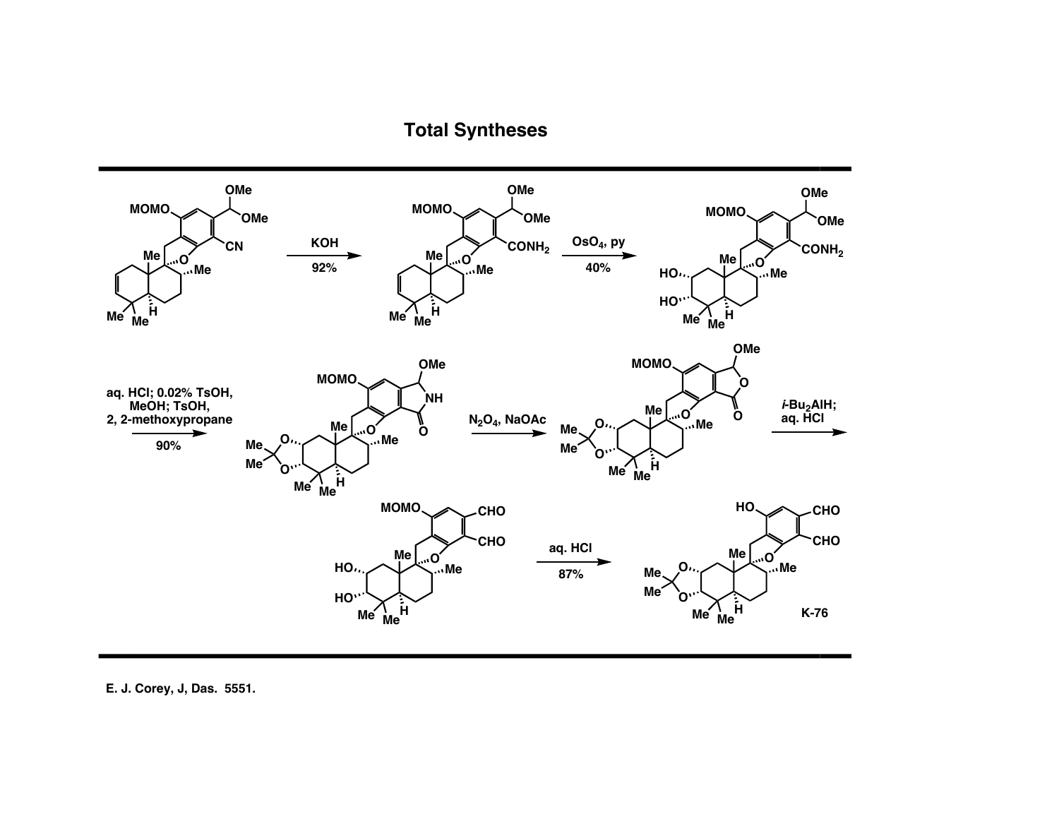# Total Syntheses

KOH

92%

$OsO_4$, py

40%

aq. HCl; 0.02% TsOH, MeOH; TsOH, 2, 2-methoxypropane

90%

$N_2O_4$, NaOAc

*i*-$Bu_2AlH$; aq. HCl

aq. HCl

87%

K-76

E. J. Corey, J, Das. 5551.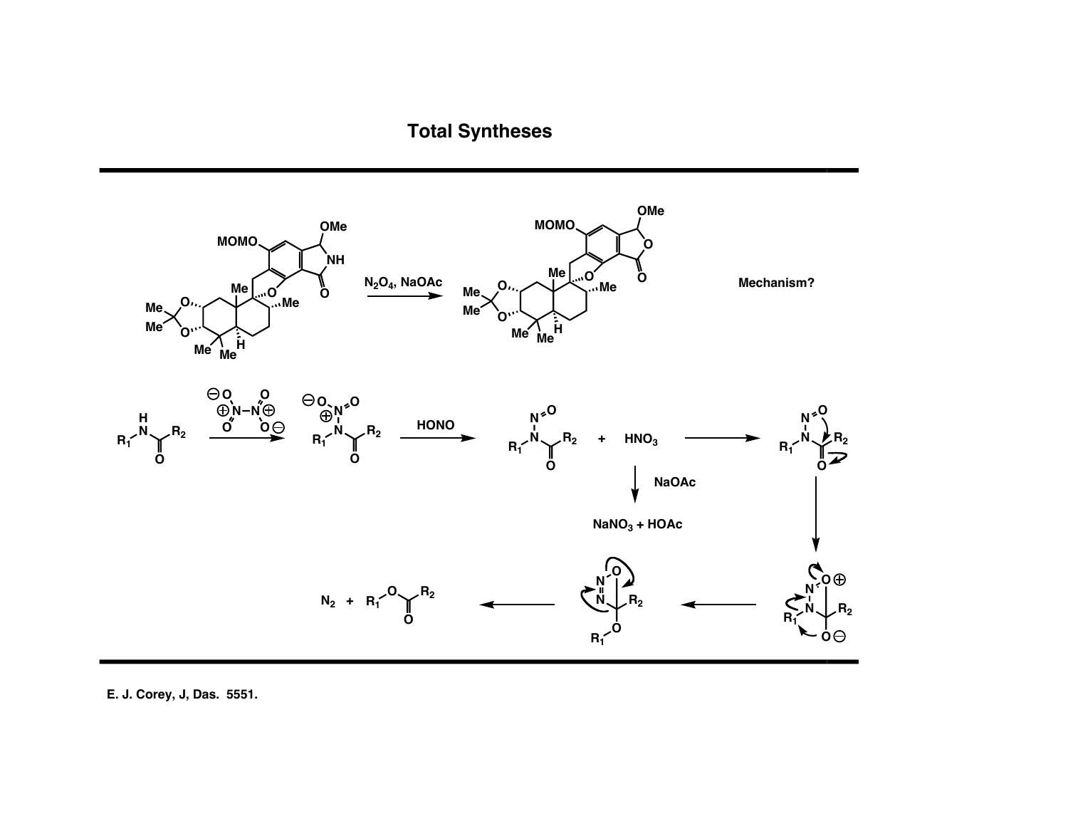# Total Syntheses

$N_2O_4$, NaOAc

Mechanism?

HONO

$N_2$ + $R_1$–O–C(=O)–$R_2$

+ $HNO_3$

NaOAc

$NaNO_3$ + HOAc

E. J. Corey, J, Das. 5551.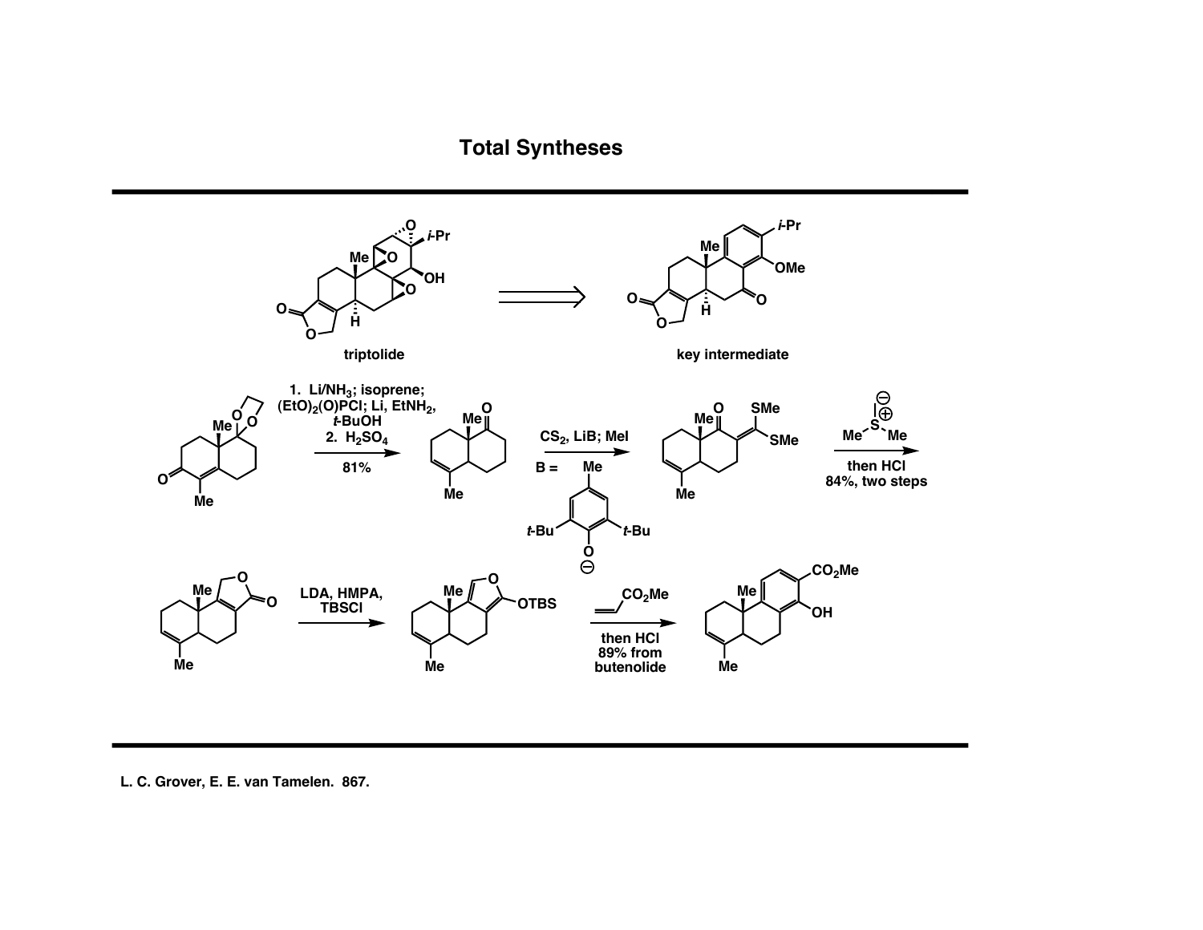# Total Syntheses

triptolide ⟹ key intermediate

1. Li/$NH_3$; isoprene; $(EtO)_2(O)PCl$; Li, $EtNH_2$, *t*-BuOH
2. $H_2SO_4$

81%

$CS_2$, LiB; MeI

B = 2,6-di-*t*-Bu-4-Me-phenoxide

$Me_2S^{+}\text{–}CH_2^{-}$ then HCl

84%, two steps

LDA, HMPA, TBSCl

methyl acrylate ($CH_2{=}CHCO_2Me$)

then HCl

89% from butenolide

L. C. Grover, E. E. van Tamelen. 867.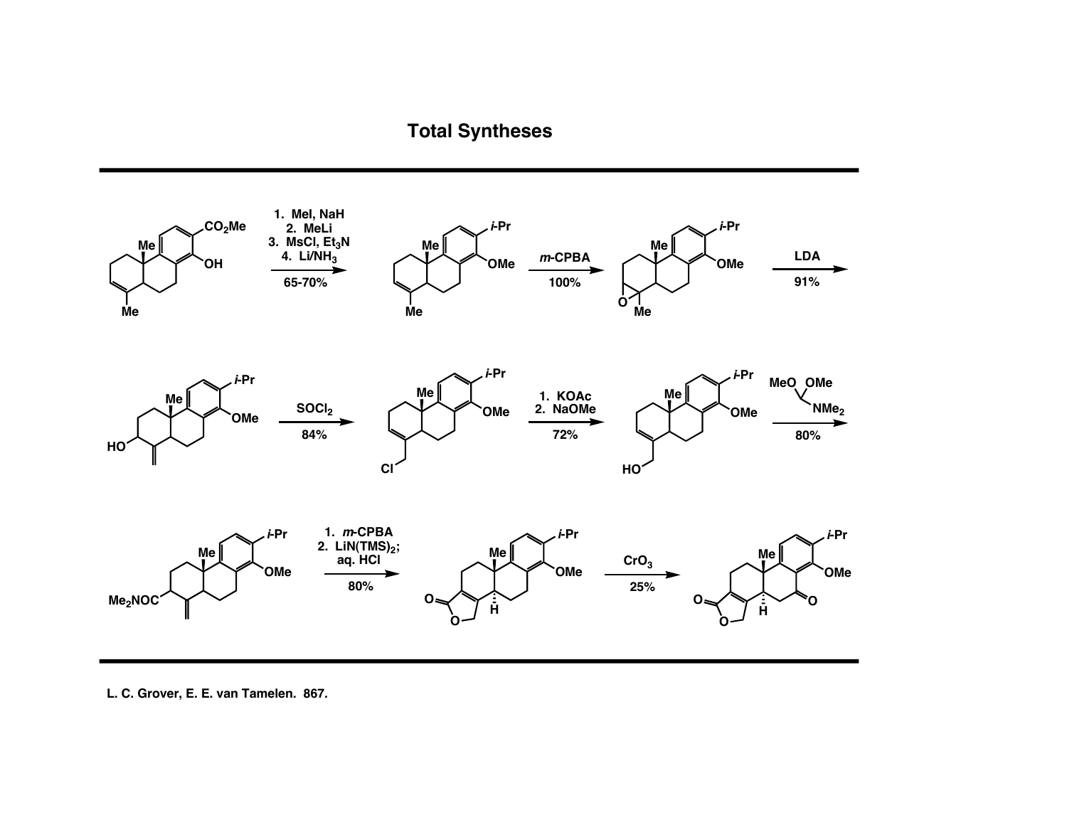# Total Syntheses

1. MeI, NaH
2. MeLi
3. MsCl, $Et_3N$
4. $Li/NH_3$

65-70%

*m*-CPBA

100%

LDA

91%

$SOCl_2$

84%

1. KOAc
2. NaOMe

72%

MeO OMe / $NMe_2$

80%

1. *m*-CPBA
2. $LiN(TMS)_2$; aq. HCl

80%

$CrO_3$

25%

L. C. Grover, E. E. van Tamelen. 867.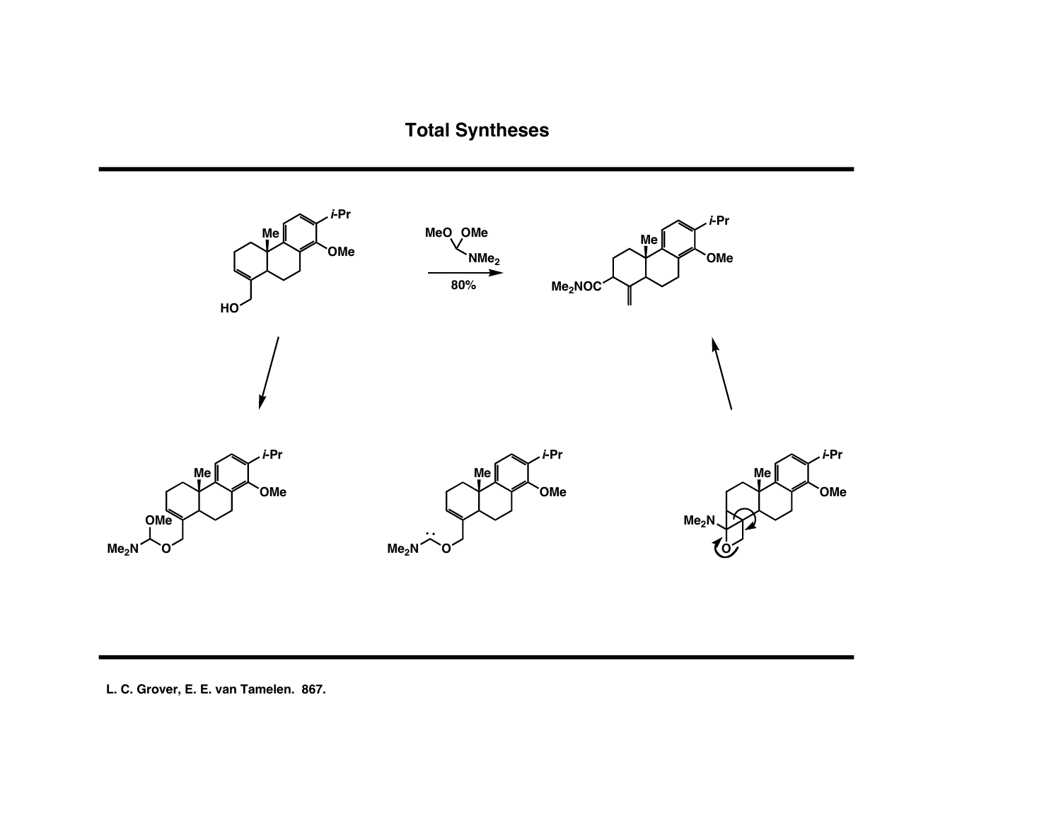# Total Syntheses

MeO OMe

NMe$_2$

80%

*i*-Pr

Me

OMe

HO

Me$_2$NOC

L. C. Grover, E. E. van Tamelen. 867.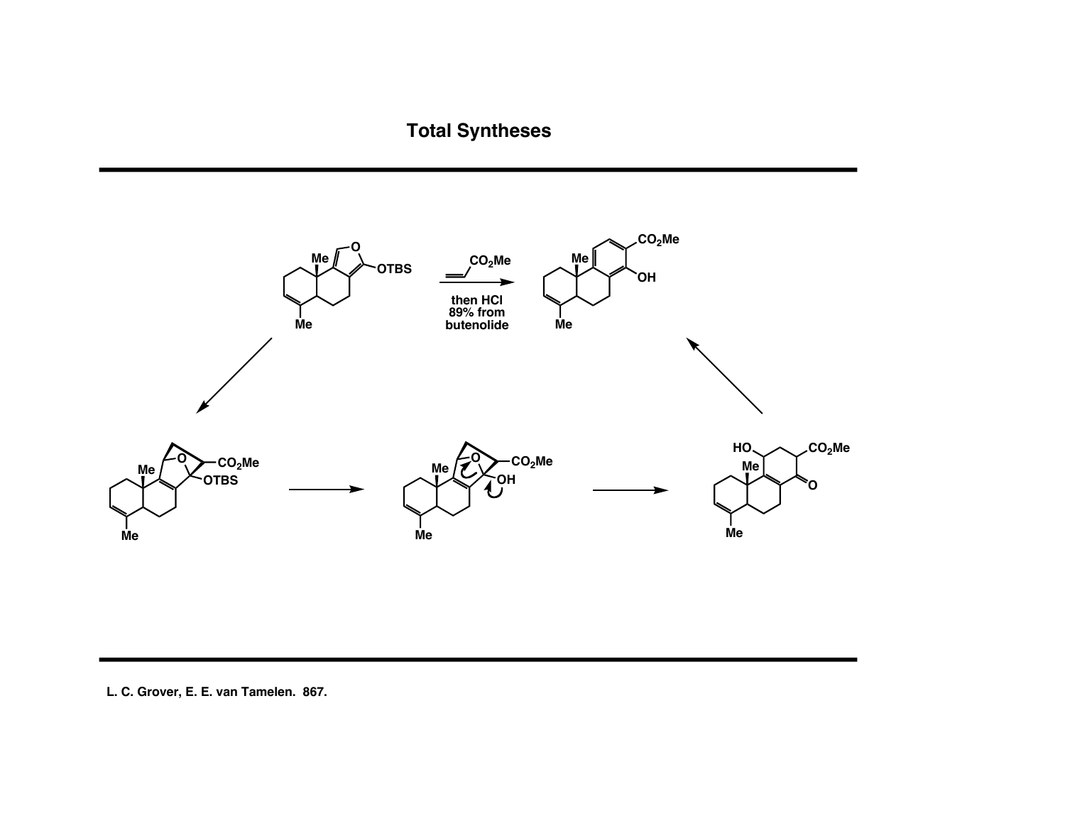# Total Syntheses

then HCl
89% from
butenolide

L. C. Grover, E. E. van Tamelen. 867.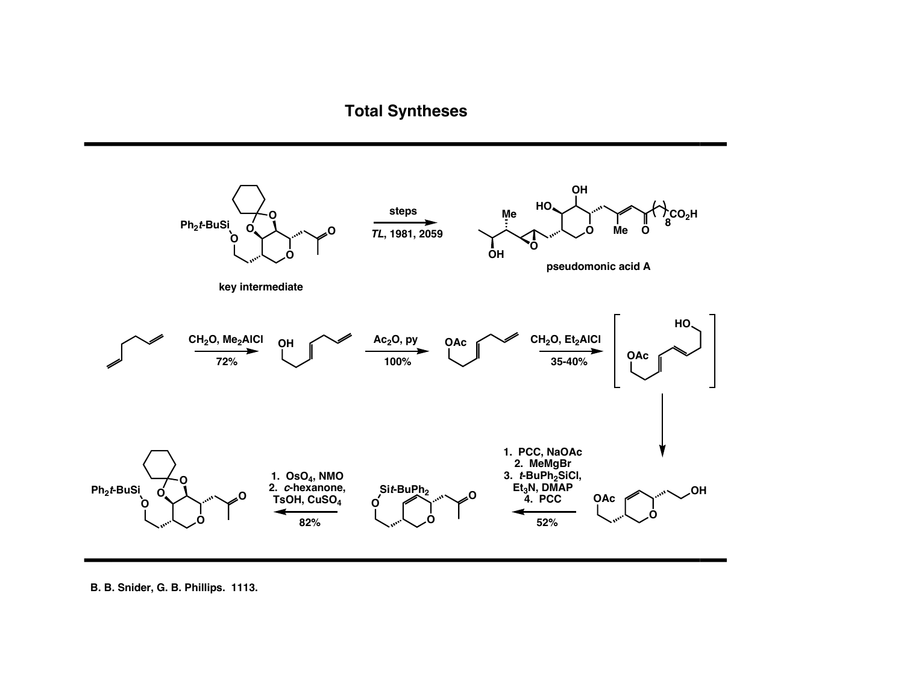# Total Syntheses

key intermediate

steps

*TL*, 1981, 2059

pseudomonic acid A

$CH_2O$, $Me_2AlCl$

72%

$Ac_2O$, py

100%

$CH_2O$, $Et_2AlCl$

35-40%

1. PCC, NaOAc
2. MeMgBr
3. $t$-$BuPh_2SiCl$, $Et_3N$, DMAP
4. PCC

52%

1. $OsO_4$, NMO
2. *c*-hexanone, TsOH, $CuSO_4$

82%

B. B. Snider, G. B. Phillips. 1113.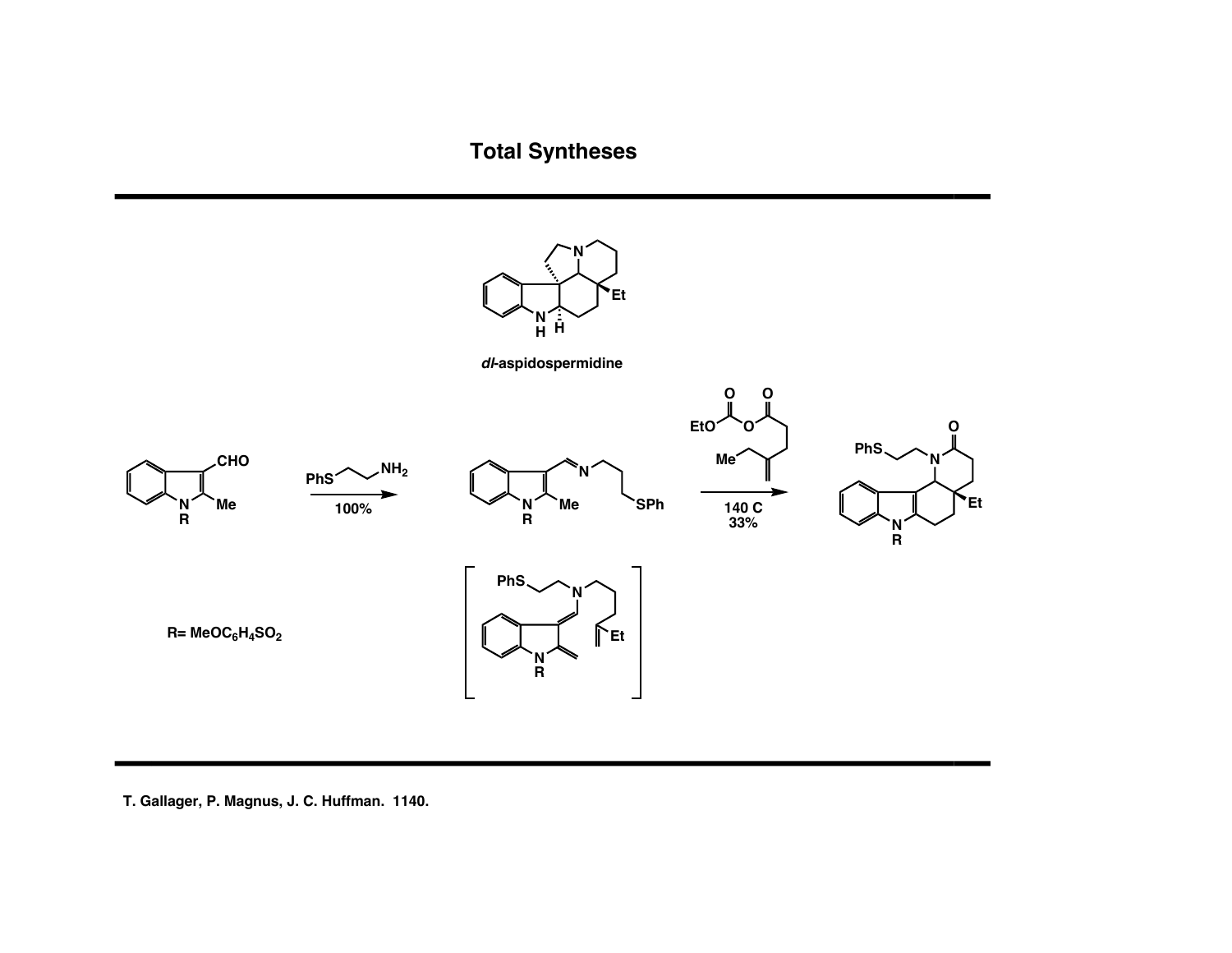# Total Syntheses

*dl*-aspidospermidine

$R = MeOC_6H_4SO_2$

$PhS\diagup\diagdown NH_2$

100%

140 C

33%

T. Gallager, P. Magnus, J. C. Huffman. 1140.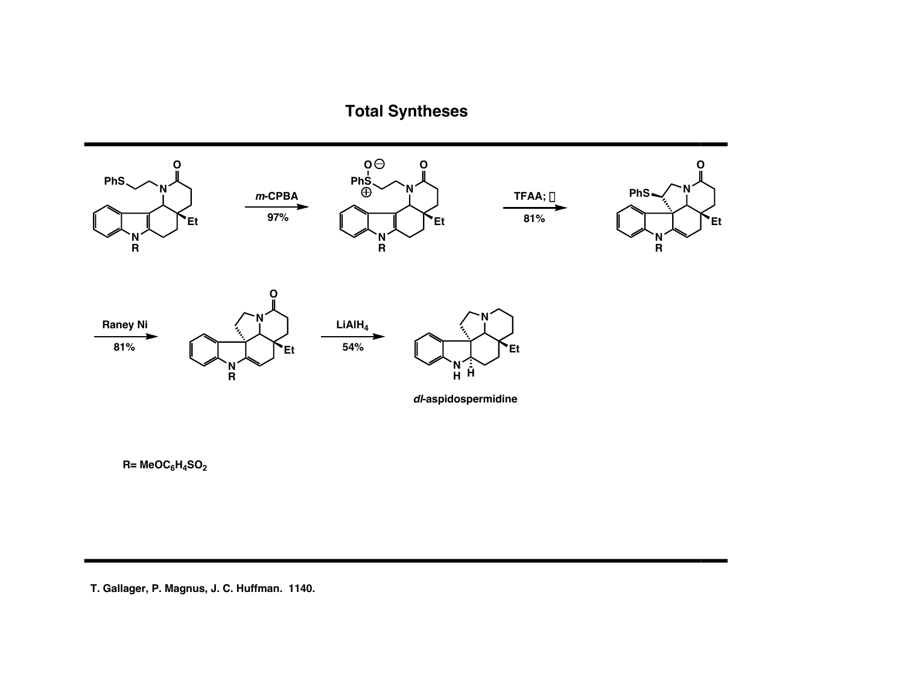# Total Syntheses

*m*-CPBA

97%

TFAA; Δ

81%

Raney Ni

81%

$LiAlH_4$

54%

*dl*-aspidospermidine

R= $MeOC_6H_4SO_2$

T. Gallager, P. Magnus, J. C. Huffman. 1140.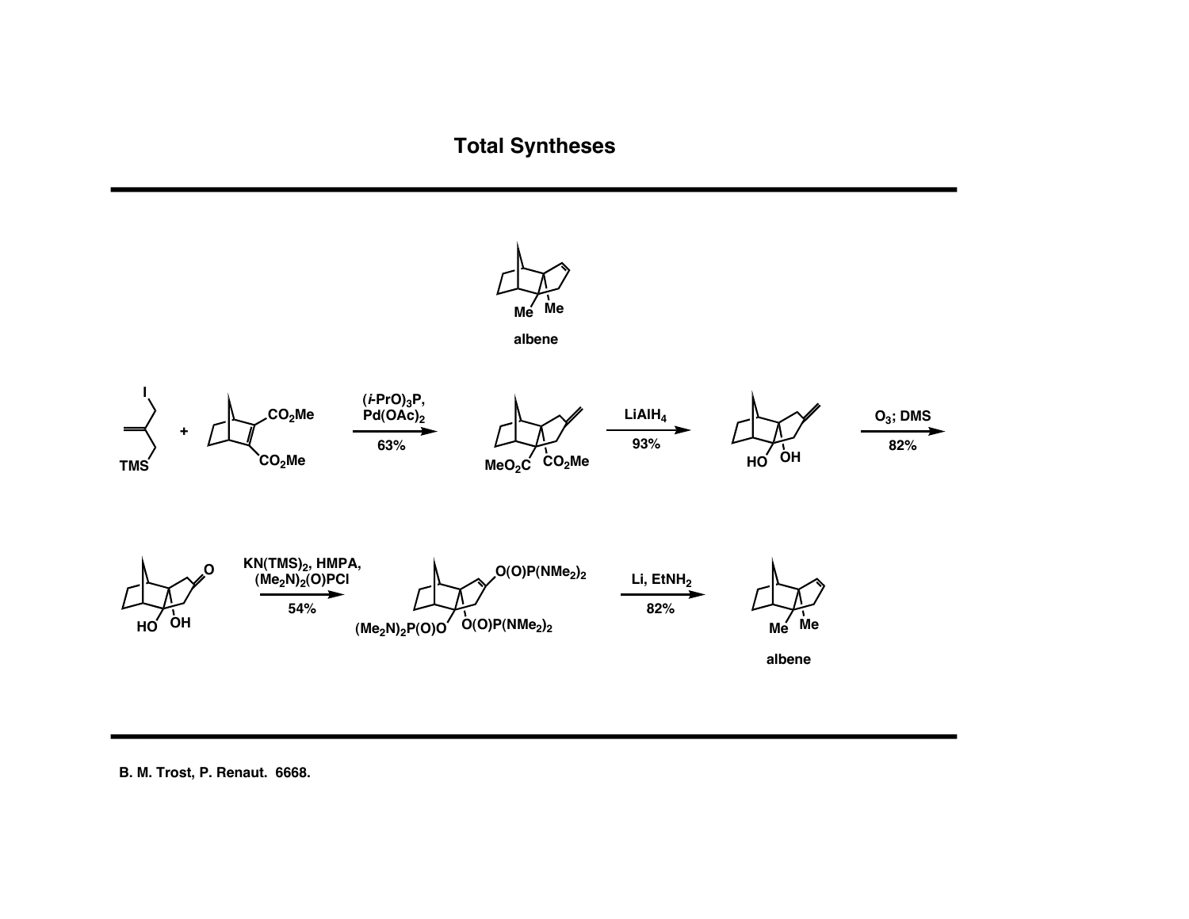# Total Syntheses

albene

(*i*-PrO)$_3$P, Pd(OAc)$_2$ 63%

LiAlH$_4$ 93%

O$_3$; DMS 82%

KN(TMS)$_2$, HMPA, (Me$_2$N)$_2$(O)PCl 54%

Li, EtNH$_2$ 82%

albene

B. M. Trost, P. Renaut. 6668.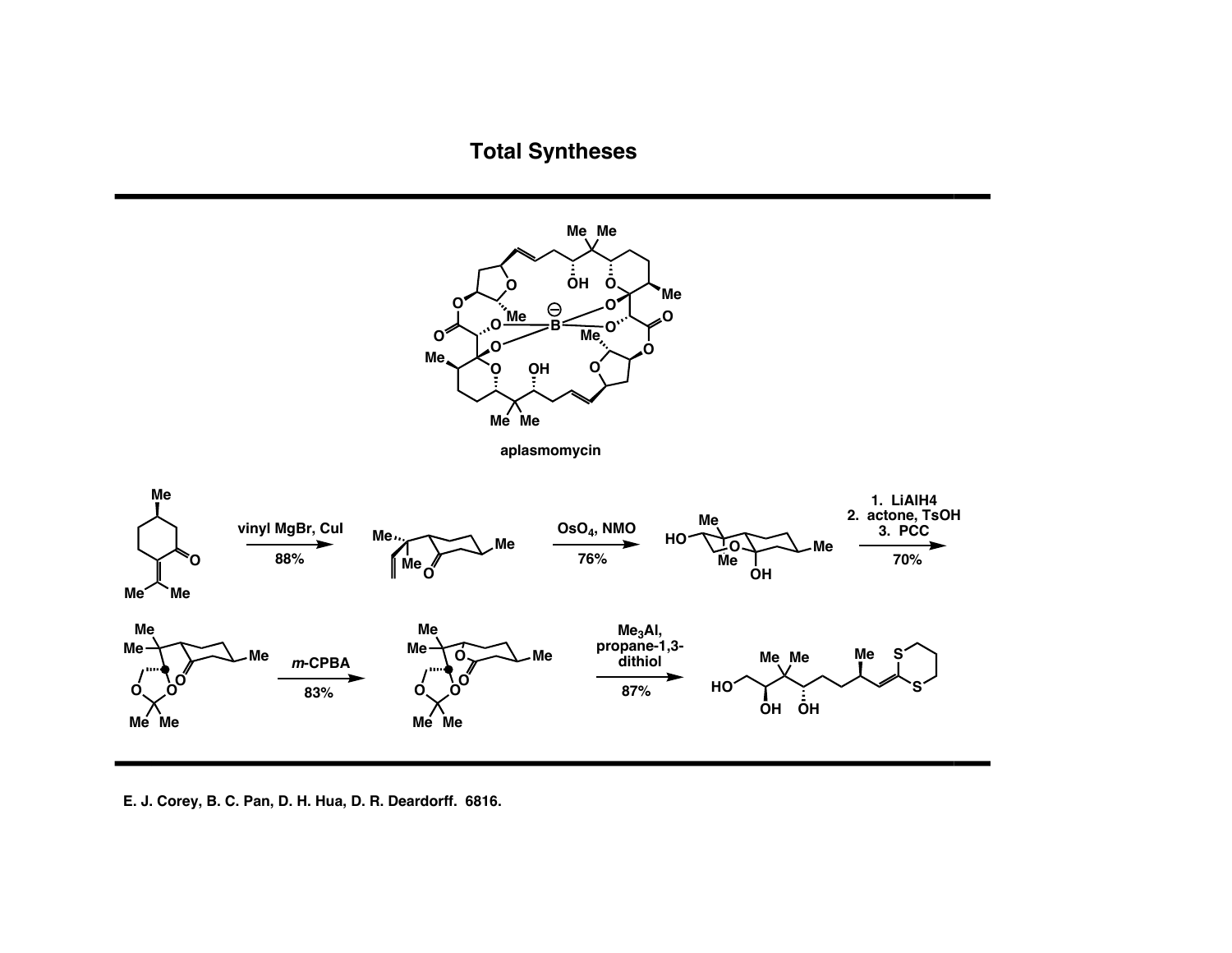# Total Syntheses

aplasmomycin

vinyl MgBr, CuI
88%

$OsO_4$, NMO
76%

1. LiAlH4
2. actone, TsOH
3. PCC

70%

*m*-CPBA
83%

$Me_3Al$,
propane-1,3-dithiol
87%

E. J. Corey, B. C. Pan, D. H. Hua, D. R. Deardorff. 6816.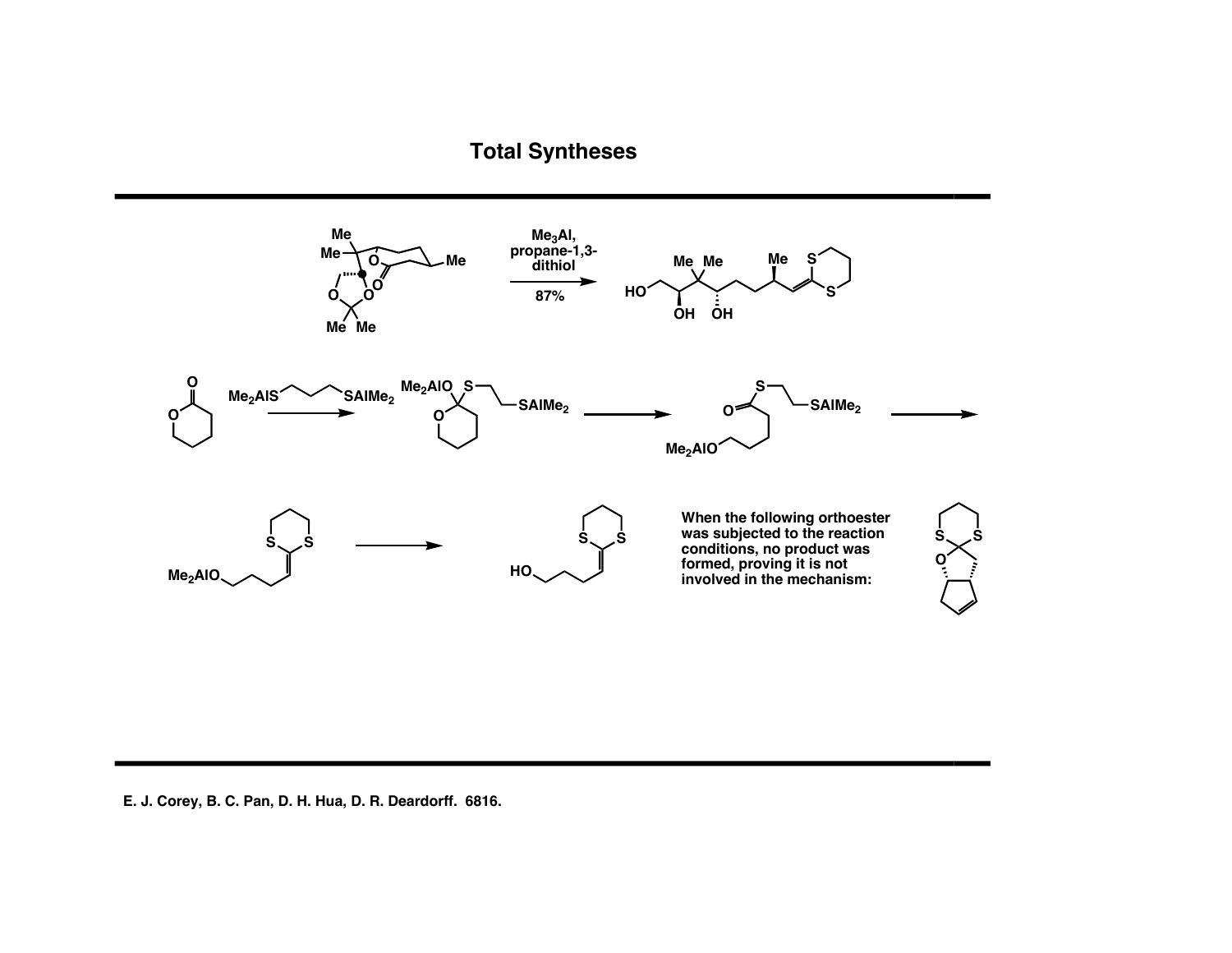# Total Syntheses

Me$_3$Al, propane-1,3-dithiol

87%

Me$_2$AlS⁀⁀⁀SAlMe$_2$

Me$_2$AlO

SAlMe$_2$

Me$_2$AlO

HO

When the following orthoester was subjected to the reaction conditions, no product was formed, proving it is not involved in the mechanism:

E. J. Corey, B. C. Pan, D. H. Hua, D. R. Deardorff. 6816.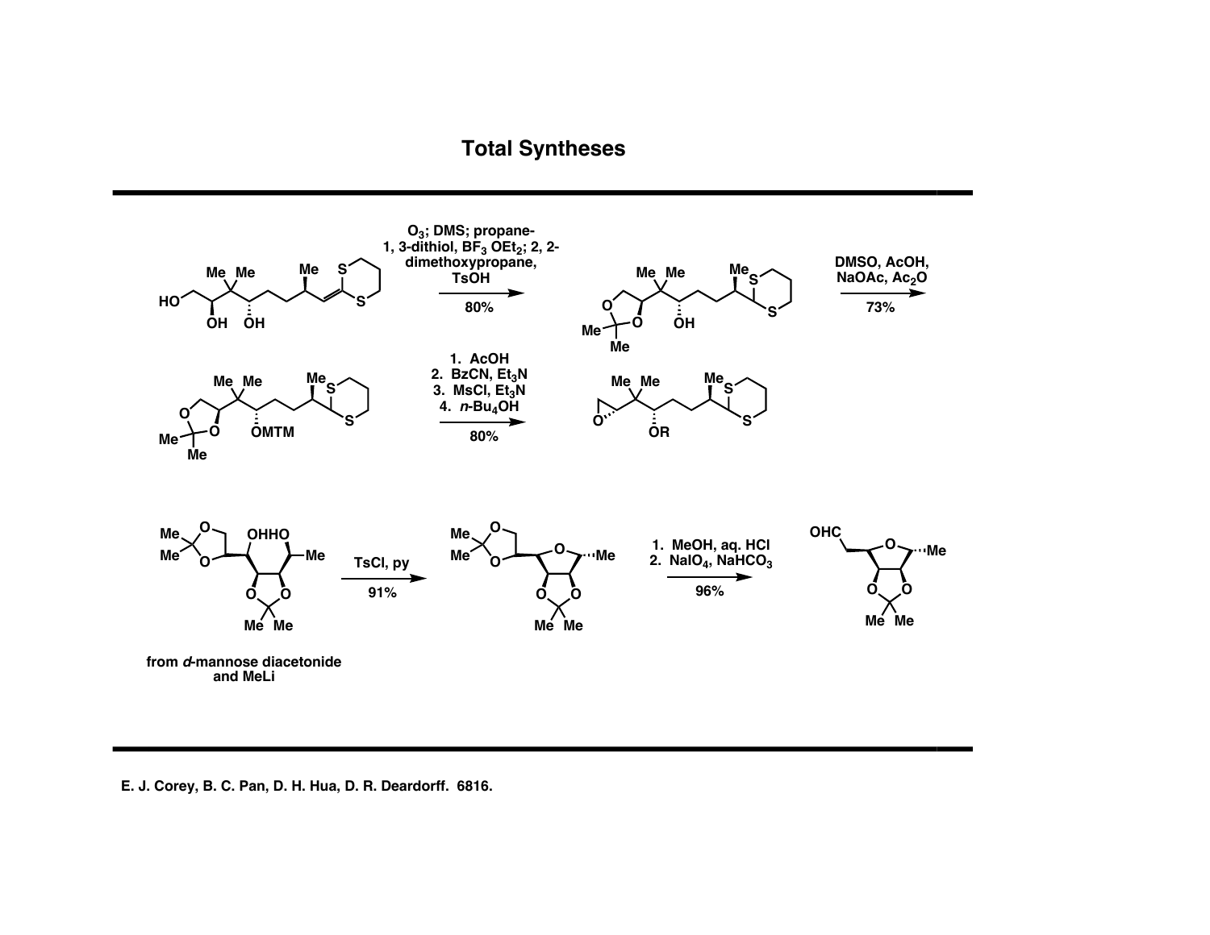# Total Syntheses

$O_3$; DMS; propane-1, 3-dithiol, $BF_3$ $OEt_2$; 2, 2-dimethoxypropane, TsOH

80%

DMSO, AcOH, NaOAc, $Ac_2O$

73%

OMTM

1. AcOH
2. BzCN, $Et_3N$
3. MsCl, $Et_3N$
4. $n$-$Bu_4OH$

80%

OR

TsCl, py

91%

1. MeOH, aq. HCl
2. $NaIO_4$, $NaHCO_3$

96%

OHC

from *d*-mannose diacetonide and MeLi

E. J. Corey, B. C. Pan, D. H. Hua, D. R. Deardorff. 6816.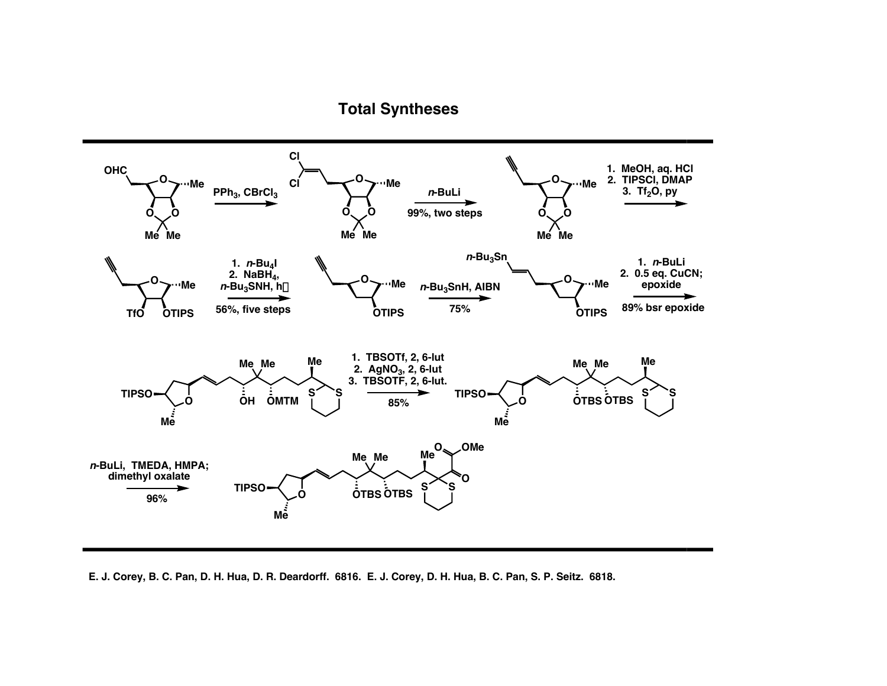# Total Syntheses

PPh$_3$, CBrCl$_3$

*n*-BuLi

99%, two steps

1. MeOH, aq. HCl
2. TIPSCl, DMAP
3. Tf$_2$O, py

1. *n*-Bu$_4$I
2. NaBH$_4$, *n*-Bu$_3$SNH, hν

56%, five steps

*n*-Bu$_3$SnH, AIBN

75%

1. *n*-BuLi
2. 0.5 eq. CuCN; epoxide

89% bsr epoxide

1. TBSOTf, 2, 6-lut
2. AgNO$_3$, 2, 6-lut
3. TBSOTF, 2, 6-lut.

85%

*n*-BuLi, TMEDA, HMPA; dimethyl oxalate

96%

E. J. Corey, B. C. Pan, D. H. Hua, D. R. Deardorff. 6816. E. J. Corey, D. H. Hua, B. C. Pan, S. P. Seitz. 6818.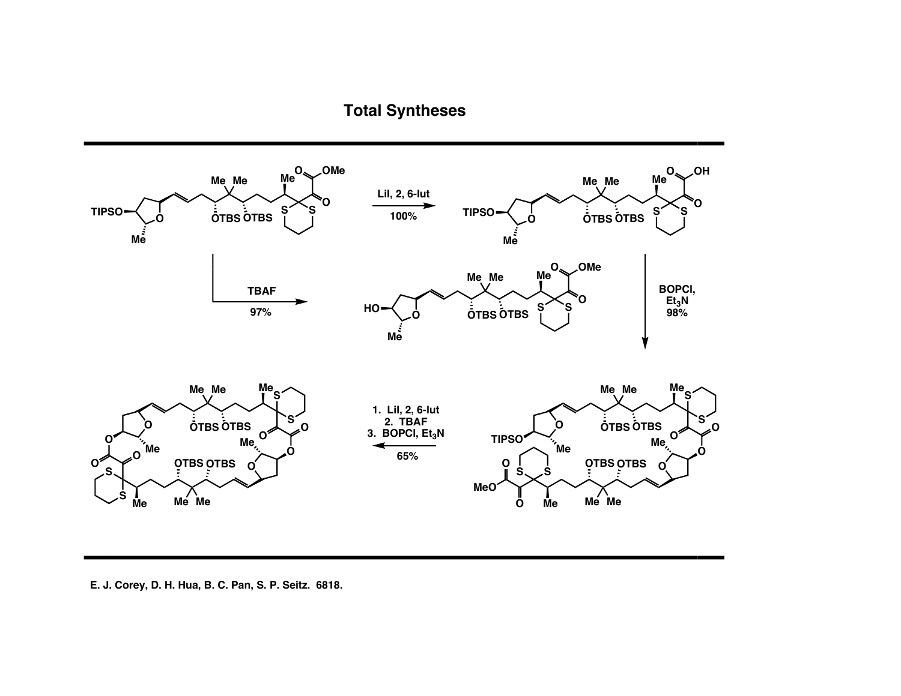# Total Syntheses

LiI, 2, 6-lut

100%

TBAF

97%

BOPCl, $Et_3N$

98%

1. LiI, 2, 6-lut
2. TBAF
3. BOPCl, $Et_3N$

65%

E. J. Corey, D. H. Hua, B. C. Pan, S. P. Seitz. 6818.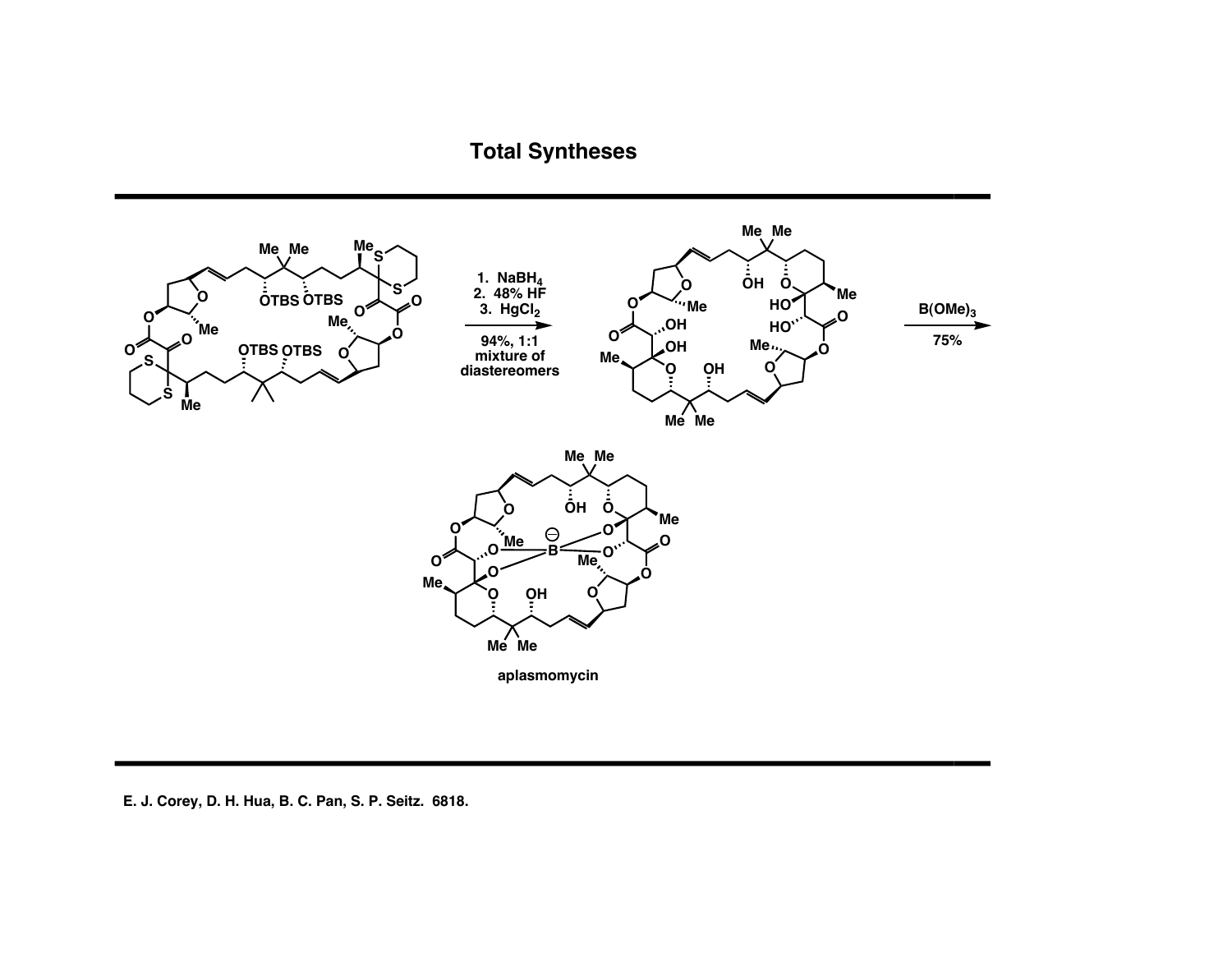# Total Syntheses

1. $NaBH_4$
2. 48% HF
3. $HgCl_2$

94%, 1:1 mixture of diastereomers

$B(OMe)_3$

75%

aplasmomycin

E. J. Corey, D. H. Hua, B. C. Pan, S. P. Seitz. 6818.